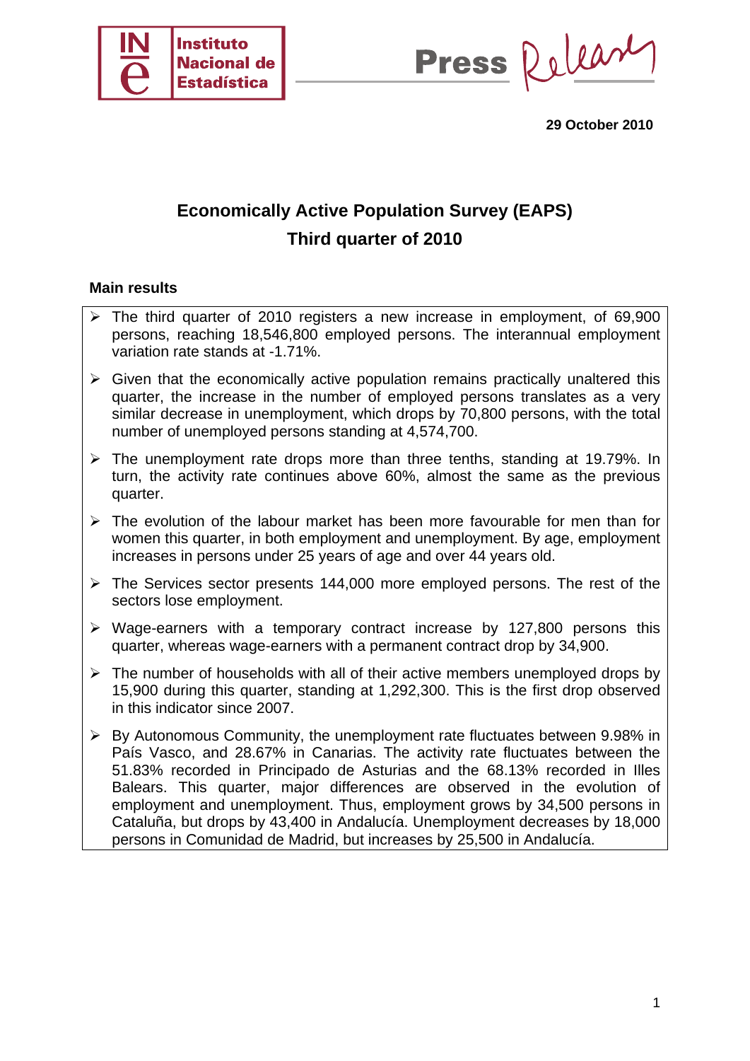29 October 2010

# Economically Active Population Survey (EAPS)

# Third quarter of 2010

## Main results

- The third quarter of 2010 registers a new increase in employment, of 69,900 persons, reaching 18,546,800 employed persons. The interannual employment variation rate stands at -1.71%.
- Given that the economically active population remains practically unaltered this quarter, the increase in the number of employed persons translates as a very similar decrease in unemployment, which drops by 70,800 persons, with the total number of unemployed persons standing at 4,574,700.
- The unemployment rate drops more than three tenths, standing at 19.79%. In turn, the activity rate continues above 60%, almost the same as the previous quarter.
- The evolution of the labour market has been more favourable for men than for women this quarter, in both employment and unemployment. By age, employment increases in persons under 25 years of age and over 44 years old.
- The Services sector presents 144,000 more employed persons. The rest of the sectors lose employment.
- Wage-earners with a temporary contract increase by 127,800 persons this quarter, whereas wage-earners with a permanent contract drop by 34,900.
- The number of households with all of their active members unemployed drops by 15,900 during this quarter, standing at 1,292,300. This is the first drop observed in this indicator since 2007.
- By Autonomous Community, the unemployment rate fluctuates between 9.98% in País Vasco, and 28.67% in Canarias. The activity rate fluctuates between the 51.83% recorded in Principado de Asturias and the 68.13% recorded in Illes Balears. This quarter, major differences are observed in the evolution of employment and unemployment. Thus, employment grows by 34,500 persons in Cataluña, but drops by 43,400 in Andalucía. Unemployment decreases by 18,000 persons in Comunidad de Madrid, but increases by 25,500 in Andalucía.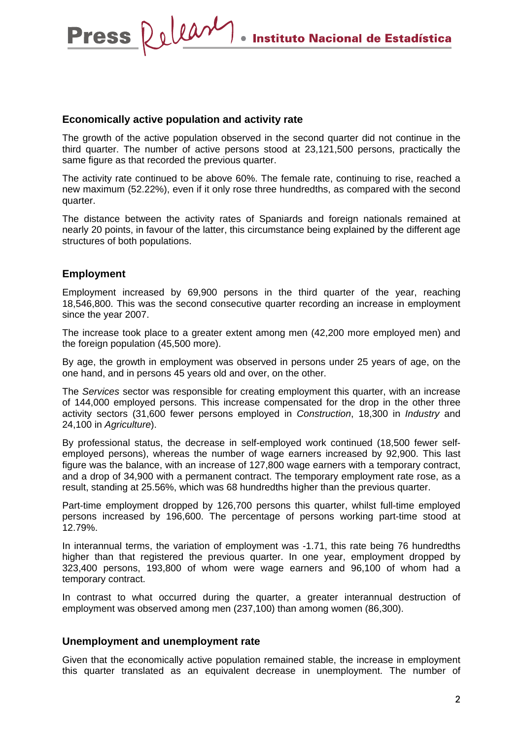## Economically active population and activity rate

The growth of the active population observed in the second quarter did not continue in the third quarter. The number of active persons stood at 23,121,500 persons, practically the same figure as that recorded the previous quarter.

The activity rate continued to be above 60%. The female rate, continuing to rise, reached a new maximum (52.22%), even if it only rose three hundredths, as compared with the second quarter.

The distance between the activity rates of Spaniards and foreign nationals remained at nearly 20 points, in favour of the latter, this circumstance being explained by the different age structures of both populations.

## Employment

Employment increased by 69,900 persons in the third quarter of the year, reaching 18,546,800. This was the second consecutive quarter recording an increase in employment since the year 2007.

The increase took place to a greater extent among men (42,200 more employed men) and the foreign population (45,500 more).

By age, the growth in employment was observed in persons under 25 years of age, on the one hand, and in persons 45 years old and over, on the other.

The *Services* sector was responsible for creating employment this quarter, with an increase of 144,000 employed persons. This increase compensated for the drop in the other three activity sectors (31,600 fewer persons employed in *Construction*, 18,300 in *Industry* and 24,100 in *Agriculture*).

By professional status, the decrease in self-employed work continued (18,500 fewer self-employed persons), whereas the number of wage earners increased by 92,900. This last figure was the balance, with an increase of 127,800 wage earners with a temporary contract, and a drop of 34,900 with a permanent contract. The temporary employment rate rose, as a result, standing at 25.56%, which was 68 hundredths higher than the previous quarter.

Part-time employment dropped by 126,700 persons this quarter, whilst full-time employed persons increased by 196,600. The percentage of persons working part-time stood at 12.79%.

In interannual terms, the variation of employment was -1.71, this rate being 76 hundredths higher than that registered the previous quarter. In one year, employment dropped by 323,400 persons, 193,800 of whom were wage earners and 96,100 of whom had a temporary contract.

In contrast to what occurred during the quarter, a greater interannual destruction of employment was observed among men (237,100) than among women (86,300).

## Unemployment and unemployment rate

Given that the economically active population remained stable, the increase in employment this quarter translated as an equivalent decrease in unemployment. The number of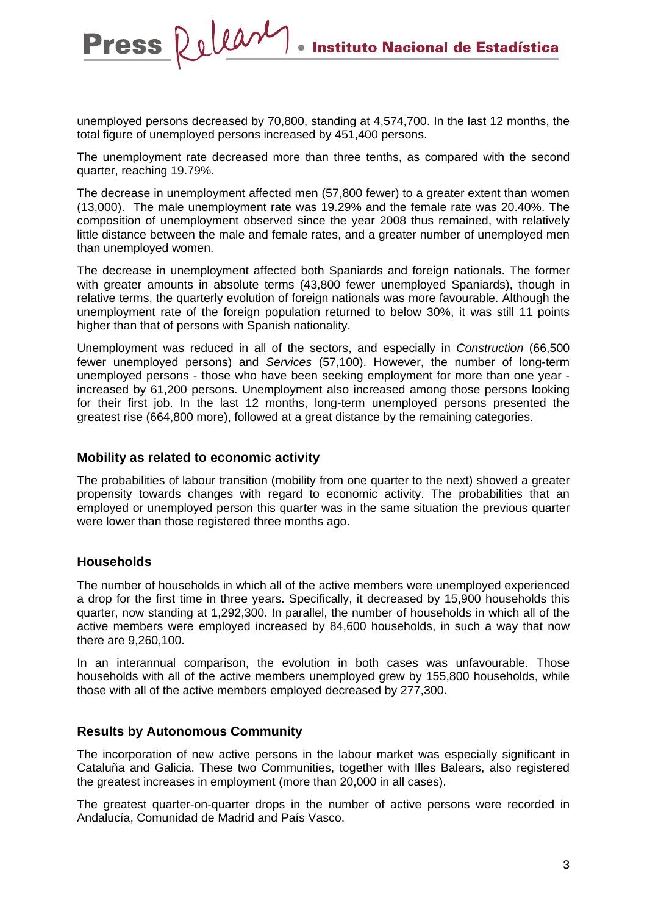unemployed persons decreased by 70,800, standing at 4,574,700. In the last 12 months, the total figure of unemployed persons increased by 451,400 persons.

The unemployment rate decreased more than three tenths, as compared with the second quarter, reaching 19.79%.

The decrease in unemployment affected men (57,800 fewer) to a greater extent than women (13,000). The male unemployment rate was 19.29% and the female rate was 20.40%. The composition of unemployment observed since the year 2008 thus remained, with relatively little distance between the male and female rates, and a greater number of unemployed men than unemployed women.

The decrease in unemployment affected both Spaniards and foreign nationals. The former with greater amounts in absolute terms (43,800 fewer unemployed Spaniards), though in relative terms, the quarterly evolution of foreign nationals was more favourable. Although the unemployment rate of the foreign population returned to below 30%, it was still 11 points higher than that of persons with Spanish nationality.

Unemployment was reduced in all of the sectors, and especially in *Construction* (66,500 fewer unemployed persons) and *Services* (57,100). However, the number of long-term unemployed persons - those who have been seeking employment for more than one year - increased by 61,200 persons. Unemployment also increased among those persons looking for their first job. In the last 12 months, long-term unemployed persons presented the greatest rise (664,800 more), followed at a great distance by the remaining categories.

## Mobility as related to economic activity

The probabilities of labour transition (mobility from one quarter to the next) showed a greater propensity towards changes with regard to economic activity. The probabilities that an employed or unemployed person this quarter was in the same situation the previous quarter were lower than those registered three months ago.

## Households

The number of households in which all of the active members were unemployed experienced a drop for the first time in three years. Specifically, it decreased by 15,900 households this quarter, now standing at 1,292,300. In parallel, the number of households in which all of the active members were employed increased by 84,600 households, in such a way that now there are 9,260,100.

In an interannual comparison, the evolution in both cases was unfavourable. Those households with all of the active members unemployed grew by 155,800 households, while those with all of the active members employed decreased by 277,300.

## Results by Autonomous Community

The incorporation of new active persons in the labour market was especially significant in Cataluña and Galicia. These two Communities, together with Illes Balears, also registered the greatest increases in employment (more than 20,000 in all cases).

The greatest quarter-on-quarter drops in the number of active persons were recorded in Andalucía, Comunidad de Madrid and País Vasco.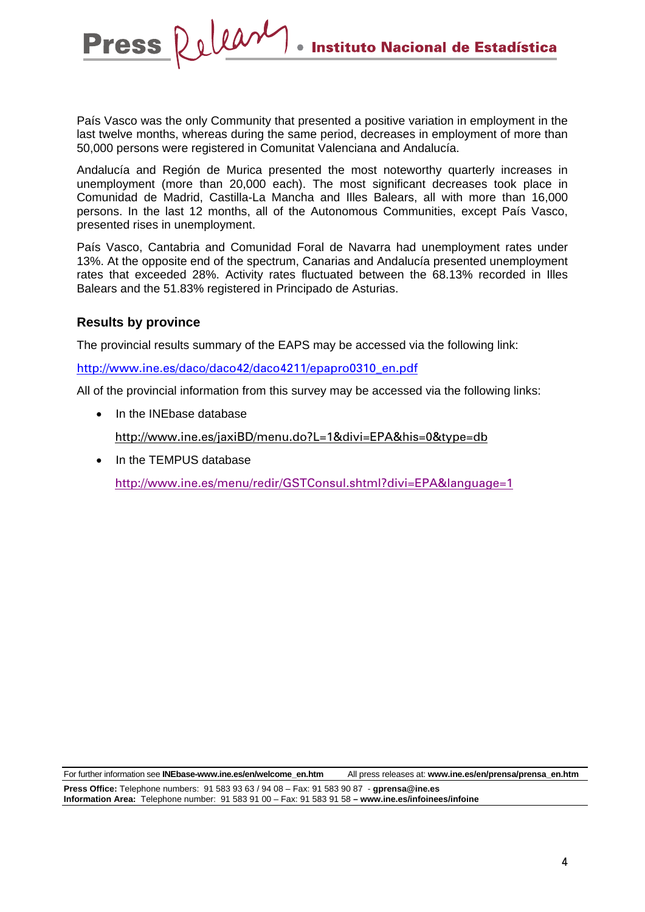País Vasco was the only Community that presented a positive variation in employment in the last twelve months, whereas during the same period, decreases in employment of more than 50,000 persons were registered in Comunitat Valenciana and Andalucía.

Andalucía and Región de Murica presented the most noteworthy quarterly increases in unemployment (more than 20,000 each). The most significant decreases took place in Comunidad de Madrid, Castilla-La Mancha and Illes Balears, all with more than 16,000 persons. In the last 12 months, all of the Autonomous Communities, except País Vasco, presented rises in unemployment.

País Vasco, Cantabria and Comunidad Foral de Navarra had unemployment rates under 13%. At the opposite end of the spectrum, Canarias and Andalucía presented unemployment rates that exceeded 28%. Activity rates fluctuated between the 68.13% recorded in Illes Balears and the 51.83% registered in Principado de Asturias.

### Results by province

The provincial results summary of the EAPS may be accessed via the following link:

http://www.ine.es/daco/daco42/daco4211/epapro0310_en.pdf

All of the provincial information from this survey may be accessed via the following links:

- In the INEbase database

  http://www.ine.es/jaxiBD/menu.do?L=1&divi=EPA&his=0&type=db

- In the TEMPUS database

  http://www.ine.es/menu/redir/GSTConsul.shtml?divi=EPA&language=1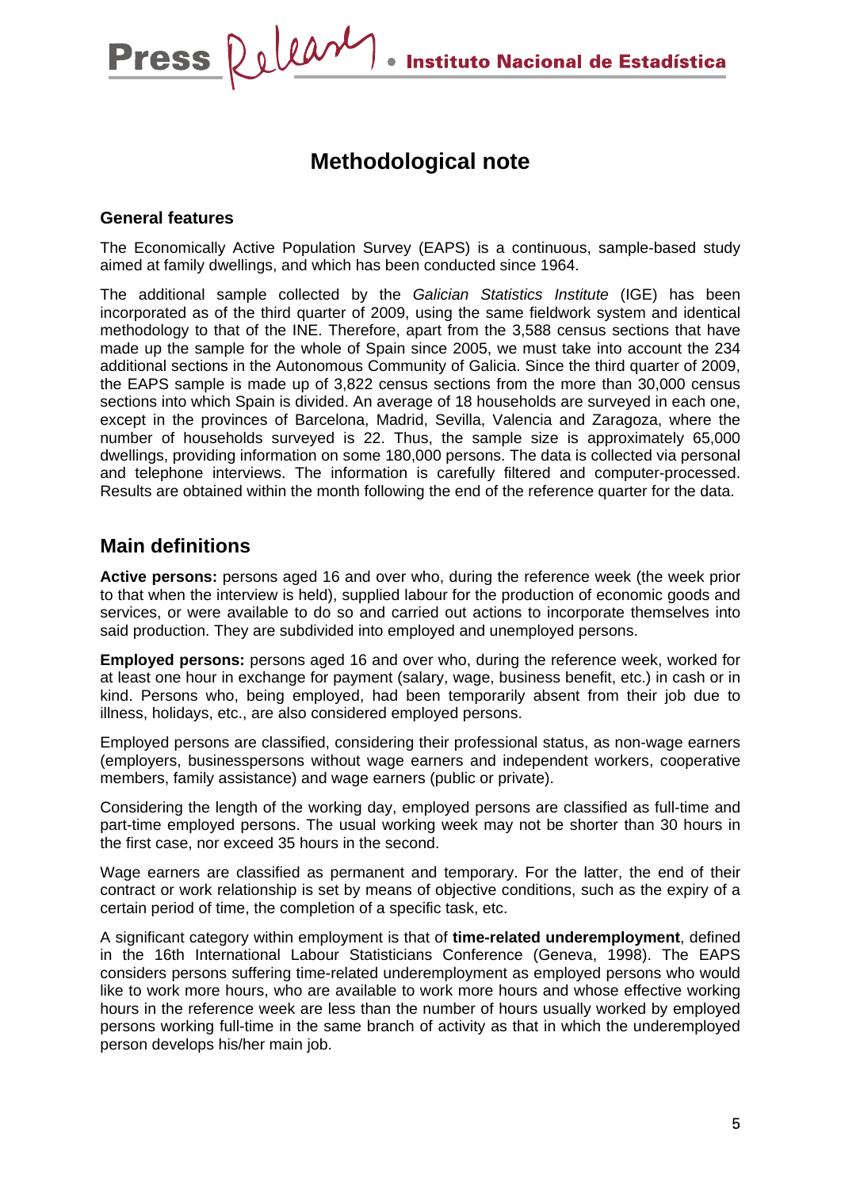# Methodological note

### General features

The Economically Active Population Survey (EAPS) is a continuous, sample-based study aimed at family dwellings, and which has been conducted since 1964.

The additional sample collected by the *Galician Statistics Institute* (IGE) has been incorporated as of the third quarter of 2009, using the same fieldwork system and identical methodology to that of the INE. Therefore, apart from the 3,588 census sections that have made up the sample for the whole of Spain since 2005, we must take into account the 234 additional sections in the Autonomous Community of Galicia. Since the third quarter of 2009, the EAPS sample is made up of 3,822 census sections from the more than 30,000 census sections into which Spain is divided. An average of 18 households are surveyed in each one, except in the provinces of Barcelona, Madrid, Sevilla, Valencia and Zaragoza, where the number of households surveyed is 22. Thus, the sample size is approximately 65,000 dwellings, providing information on some 180,000 persons. The data is collected via personal and telephone interviews. The information is carefully filtered and computer-processed. Results are obtained within the month following the end of the reference quarter for the data.

## Main definitions

**Active persons:** persons aged 16 and over who, during the reference week (the week prior to that when the interview is held), supplied labour for the production of economic goods and services, or were available to do so and carried out actions to incorporate themselves into said production. They are subdivided into employed and unemployed persons.

**Employed persons:** persons aged 16 and over who, during the reference week, worked for at least one hour in exchange for payment (salary, wage, business benefit, etc.) in cash or in kind. Persons who, being employed, had been temporarily absent from their job due to illness, holidays, etc., are also considered employed persons.

Employed persons are classified, considering their professional status, as non-wage earners (employers, businesspersons without wage earners and independent workers, cooperative members, family assistance) and wage earners (public or private).

Considering the length of the working day, employed persons are classified as full-time and part-time employed persons. The usual working week may not be shorter than 30 hours in the first case, nor exceed 35 hours in the second.

Wage earners are classified as permanent and temporary. For the latter, the end of their contract or work relationship is set by means of objective conditions, such as the expiry of a certain period of time, the completion of a specific task, etc.

A significant category within employment is that of **time-related underemployment**, defined in the 16th International Labour Statisticians Conference (Geneva, 1998). The EAPS considers persons suffering time-related underemployment as employed persons who would like to work more hours, who are available to work more hours and whose effective working hours in the reference week are less than the number of hours usually worked by employed persons working full-time in the same branch of activity as that in which the underemployed person develops his/her main job.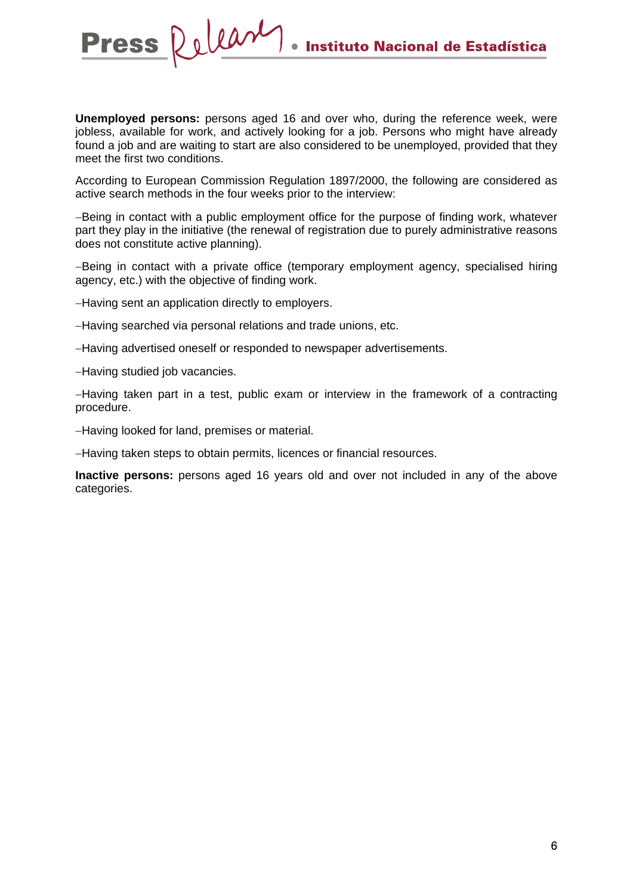**Unemployed persons:** persons aged 16 and over who, during the reference week, were jobless, available for work, and actively looking for a job. Persons who might have already found a job and are waiting to start are also considered to be unemployed, provided that they meet the first two conditions.

According to European Commission Regulation 1897/2000, the following are considered as active search methods in the four weeks prior to the interview:

–Being in contact with a public employment office for the purpose of finding work, whatever part they play in the initiative (the renewal of registration due to purely administrative reasons does not constitute active planning).

–Being in contact with a private office (temporary employment agency, specialised hiring agency, etc.) with the objective of finding work.

–Having sent an application directly to employers.

–Having searched via personal relations and trade unions, etc.

–Having advertised oneself or responded to newspaper advertisements.

–Having studied job vacancies.

–Having taken part in a test, public exam or interview in the framework of a contracting procedure.

–Having looked for land, premises or material.

–Having taken steps to obtain permits, licences or financial resources.

**Inactive persons:** persons aged 16 years old and over not included in any of the above categories.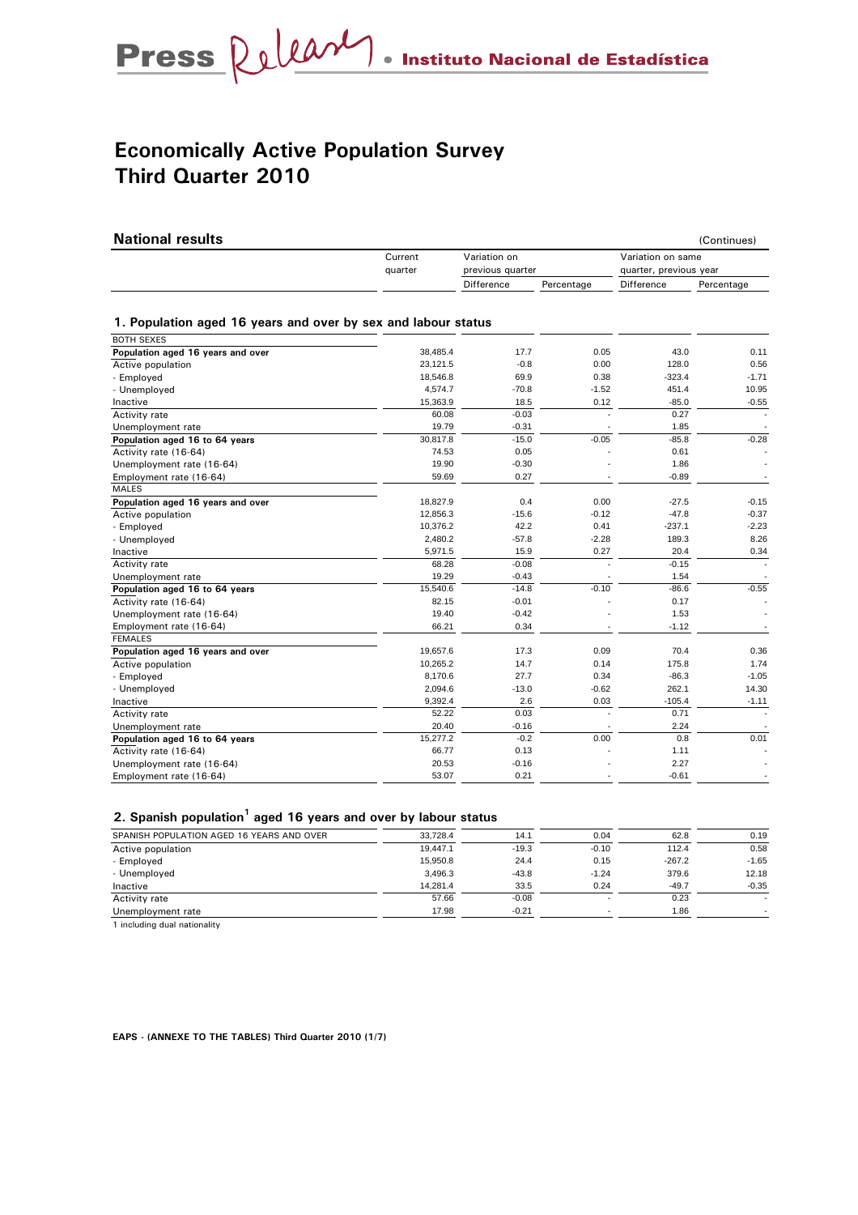# Economically Active Population Survey
# Third Quarter 2010

## National results

(Continues)

| | Current quarter | Variation on previous quarter | | Variation on same quarter, previous year | |
|---|---|---|---|---|---|
| | | Difference | Percentage | Difference | Percentage |
| **1. Population aged 16 years and over by sex and labour status** | | | | | |
| BOTH SEXES | | | | | |
| **Population aged 16 years and over** | 38,485.4 | 17.7 | 0.05 | 43.0 | 0.11 |
| Active population | 23,121.5 | -0.8 | 0.00 | 128.0 | 0.56 |
| - Employed | 18,546.8 | 69.9 | 0.38 | -323.4 | -1.71 |
| - Unemployed | 4,574.7 | -70.8 | -1.52 | 451.4 | 10.95 |
| Inactive | 15,363.9 | 18.5 | 0.12 | -85.0 | -0.55 |
| Activity rate | 60.08 | -0.03 | - | 0.27 | - |
| Unemployment rate | 19.79 | -0.31 | - | 1.85 | - |
| **Population aged 16 to 64 years** | 30,817.8 | -15.0 | -0.05 | -85.8 | -0.28 |
| Activity rate (16-64) | 74.53 | 0.05 | - | 0.61 | - |
| Unemployment rate (16-64) | 19.90 | -0.30 | - | 1.86 | - |
| Employment rate (16-64) | 59.69 | 0.27 | - | -0.89 | - |
| MALES | | | | | |
| **Population aged 16 years and over** | 18,827.9 | 0.4 | 0.00 | -27.5 | -0.15 |
| Active population | 12,856.3 | -15.6 | -0.12 | -47.8 | -0.37 |
| - Employed | 10,376.2 | 42.2 | 0.41 | -237.1 | -2.23 |
| - Unemployed | 2,480.2 | -57.8 | -2.28 | 189.3 | 8.26 |
| Inactive | 5,971.5 | 15.9 | 0.27 | 20.4 | 0.34 |
| Activity rate | 68.28 | -0.08 | - | -0.15 | - |
| Unemployment rate | 19.29 | -0.43 | - | 1.54 | - |
| **Population aged 16 to 64 years** | 15,540.6 | -14.8 | -0.10 | -86.6 | -0.55 |
| Activity rate (16-64) | 82.15 | -0.01 | - | 0.17 | - |
| Unemployment rate (16-64) | 19.40 | -0.42 | - | 1.53 | - |
| Employment rate (16-64) | 66.21 | 0.34 | - | -1.12 | - |
| FEMALES | | | | | |
| **Population aged 16 years and over** | 19,657.6 | 17.3 | 0.09 | 70.4 | 0.36 |
| Active population | 10,265.2 | 14.7 | 0.14 | 175.8 | 1.74 |
| - Employed | 8,170.6 | 27.7 | 0.34 | -86.3 | -1.05 |
| - Unemployed | 2,094.6 | -13.0 | -0.62 | 262.1 | 14.30 |
| Inactive | 9,392.4 | 2.6 | 0.03 | -105.4 | -1.11 |
| Activity rate | 52.22 | 0.03 | - | 0.71 | - |
| Unemployment rate | 20.40 | -0.16 | - | 2.24 | - |
| **Population aged 16 to 64 years** | 15,277.2 | -0.2 | 0.00 | 0.8 | 0.01 |
| Activity rate (16-64) | 66.77 | 0.13 | - | 1.11 | - |
| Unemployment rate (16-64) | 20.53 | -0.16 | - | 2.27 | - |
| Employment rate (16-64) | 53.07 | 0.21 | - | -0.61 | - |
| **2. Spanish population[1] aged 16 years and over by labour status** | | | | | |
| SPANISH POPULATION AGED 16 YEARS AND OVER | 33,728.4 | 14.1 | 0.04 | 62.8 | 0.19 |
| Active population | 19,447.1 | -19.3 | -0.10 | 112.4 | 0.58 |
| - Employed | 15,950.8 | 24.4 | 0.15 | -267.2 | -1.65 |
| - Unemployed | 3,496.3 | -43.8 | -1.24 | 379.6 | 12.18 |
| Inactive | 14,281.4 | 33.5 | 0.24 | -49.7 | -0.35 |
| Activity rate | 57.66 | -0.08 | - | 0.23 | - |
| Unemployment rate | 17.98 | -0.21 | - | 1.86 | - |

1 including dual nationality

**EAPS - (ANNEXE TO THE TABLES) Third Quarter 2010 (1/7)**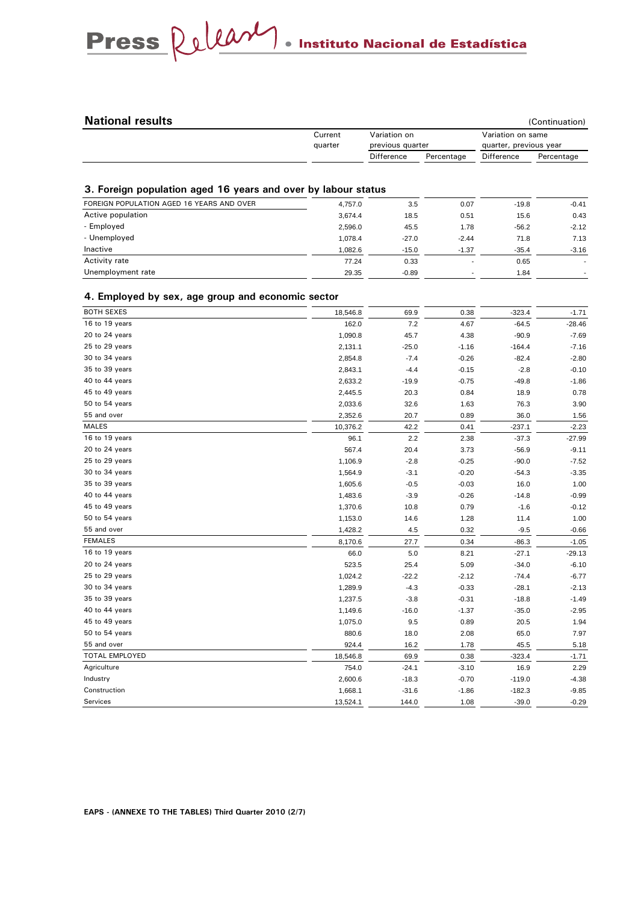## National results

(Continuation)

### 3. Foreign population aged 16 years and over by labour status

| | Current quarter | Variation on previous quarter | | Variation on same quarter, previous year | |
|---|---|---|---|---|---|
| | | Difference | Percentage | Difference | Percentage |
| FOREIGN POPULATION AGED 16 YEARS AND OVER | 4,757.0 | 3.5 | 0.07 | -19.8 | -0.41 |
| Active population | 3,674.4 | 18.5 | 0.51 | 15.6 | 0.43 |
| - Employed | 2,596.0 | 45.5 | 1.78 | -56.2 | -2.12 |
| - Unemployed | 1,078.4 | -27.0 | -2.44 | 71.8 | 7.13 |
| Inactive | 1,082.6 | -15.0 | -1.37 | -35.4 | -3.16 |
| Activity rate | 77.24 | 0.33 | - | 0.65 | - |
| Unemployment rate | 29.35 | -0.89 | - | 1.84 | - |

### 4. Employed by sex, age group and economic sector

| | Current quarter | Variation on previous quarter | | Variation on same quarter, previous year | |
|---|---|---|---|---|---|
| | | Difference | Percentage | Difference | Percentage |
| BOTH SEXES | 18,546.8 | 69.9 | 0.38 | -323.4 | -1.71 |
| 16 to 19 years | 162.0 | 7.2 | 4.67 | -64.5 | -28.46 |
| 20 to 24 years | 1,090.8 | 45.7 | 4.38 | -90.9 | -7.69 |
| 25 to 29 years | 2,131.1 | -25.0 | -1.16 | -164.4 | -7.16 |
| 30 to 34 years | 2,854.8 | -7.4 | -0.26 | -82.4 | -2.80 |
| 35 to 39 years | 2,843.1 | -4.4 | -0.15 | -2.8 | -0.10 |
| 40 to 44 years | 2,633.2 | -19.9 | -0.75 | -49.8 | -1.86 |
| 45 to 49 years | 2,445.5 | 20.3 | 0.84 | 18.9 | 0.78 |
| 50 to 54 years | 2,033.6 | 32.6 | 1.63 | 76.3 | 3.90 |
| 55 and over | 2,352.6 | 20.7 | 0.89 | 36.0 | 1.56 |
| MALES | 10,376.2 | 42.2 | 0.41 | -237.1 | -2.23 |
| 16 to 19 years | 96.1 | 2.2 | 2.38 | -37.3 | -27.99 |
| 20 to 24 years | 567.4 | 20.4 | 3.73 | -56.9 | -9.11 |
| 25 to 29 years | 1,106.9 | -2.8 | -0.25 | -90.0 | -7.52 |
| 30 to 34 years | 1,564.9 | -3.1 | -0.20 | -54.3 | -3.35 |
| 35 to 39 years | 1,605.6 | -0.5 | -0.03 | 16.0 | 1.00 |
| 40 to 44 years | 1,483.6 | -3.9 | -0.26 | -14.8 | -0.99 |
| 45 to 49 years | 1,370.6 | 10.8 | 0.79 | -1.6 | -0.12 |
| 50 to 54 years | 1,153.0 | 14.6 | 1.28 | 11.4 | 1.00 |
| 55 and over | 1,428.2 | 4.5 | 0.32 | -9.5 | -0.66 |
| FEMALES | 8,170.6 | 27.7 | 0.34 | -86.3 | -1.05 |
| 16 to 19 years | 66.0 | 5.0 | 8.21 | -27.1 | -29.13 |
| 20 to 24 years | 523.5 | 25.4 | 5.09 | -34.0 | -6.10 |
| 25 to 29 years | 1,024.2 | -22.2 | -2.12 | -74.4 | -6.77 |
| 30 to 34 years | 1,289.9 | -4.3 | -0.33 | -28.1 | -2.13 |
| 35 to 39 years | 1,237.5 | -3.8 | -0.31 | -18.8 | -1.49 |
| 40 to 44 years | 1,149.6 | -16.0 | -1.37 | -35.0 | -2.95 |
| 45 to 49 years | 1,075.0 | 9.5 | 0.89 | 20.5 | 1.94 |
| 50 to 54 years | 880.6 | 18.0 | 2.08 | 65.0 | 7.97 |
| 55 and over | 924.4 | 16.2 | 1.78 | 45.5 | 5.18 |
| TOTAL EMPLOYED | 18,546.8 | 69.9 | 0.38 | -323.4 | -1.71 |
| Agriculture | 754.0 | -24.1 | -3.10 | 16.9 | 2.29 |
| Industry | 2,600.6 | -18.3 | -0.70 | -119.0 | -4.38 |
| Construction | 1,668.1 | -31.6 | -1.86 | -182.3 | -9.85 |
| Services | 13,524.1 | 144.0 | 1.08 | -39.0 | -0.29 |

EAPS - (ANNEXE TO THE TABLES) Third Quarter 2010 (2/7)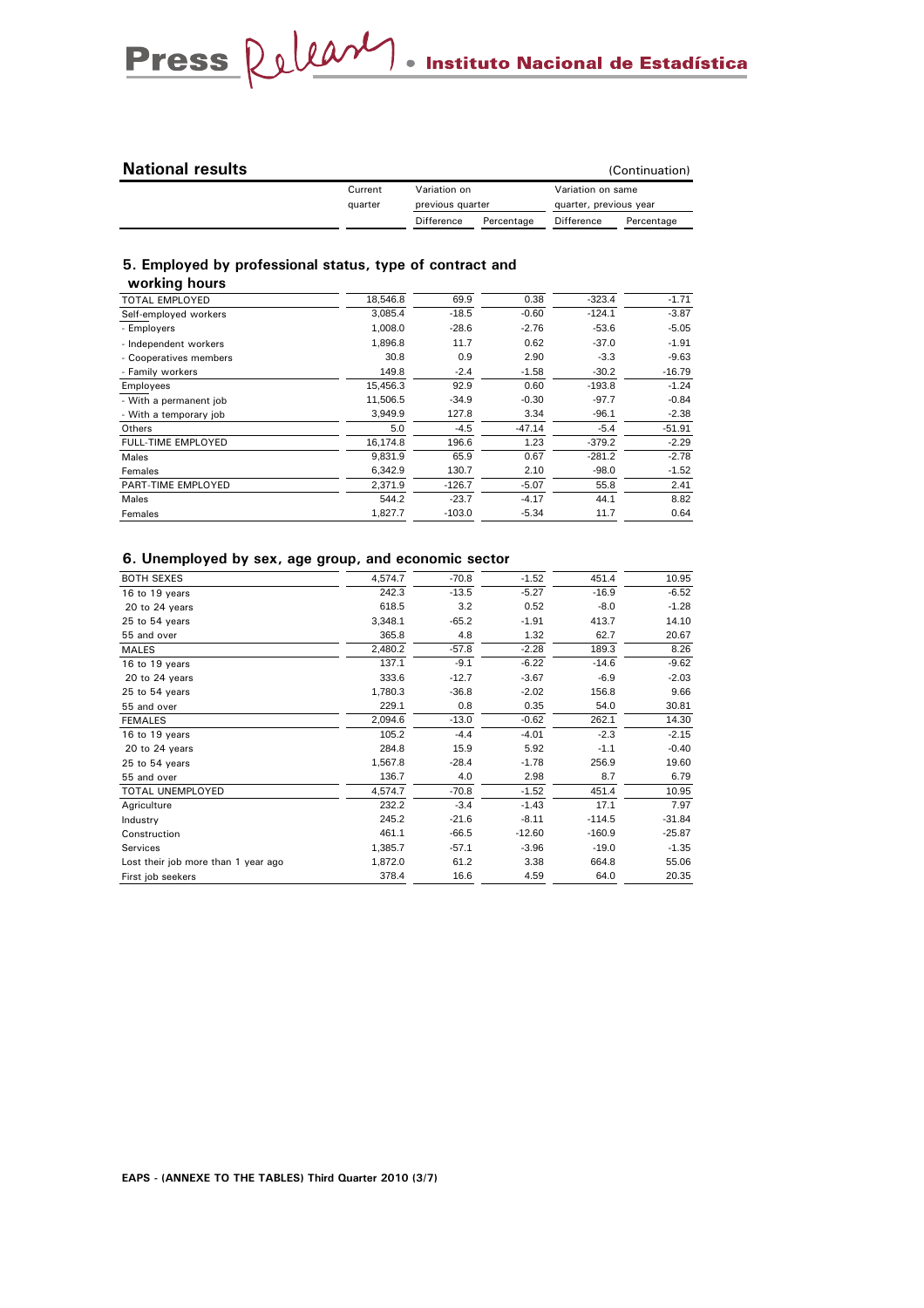## National results

(Continuation)

| | Current quarter | Variation on previous quarter | | Variation on same quarter, previous year | |
|---|---|---|---|---|---|
| | | Difference | Percentage | Difference | Percentage |

### 5. Employed by professional status, type of contract and working hours

| | Current quarter | Difference | Percentage | Difference | Percentage |
|---|---|---|---|---|---|
| TOTAL EMPLOYED | 18,546.8 | 69.9 | 0.38 | -323.4 | -1.71 |
| Self-employed workers | 3,085.4 | -18.5 | -0.60 | -124.1 | -3.87 |
| - Employers | 1,008.0 | -28.6 | -2.76 | -53.6 | -5.05 |
| - Independent workers | 1,896.8 | 11.7 | 0.62 | -37.0 | -1.91 |
| - Cooperatives members | 30.8 | 0.9 | 2.90 | -3.3 | -9.63 |
| - Family workers | 149.8 | -2.4 | -1.58 | -30.2 | -16.79 |
| Employees | 15,456.3 | 92.9 | 0.60 | -193.8 | -1.24 |
| - With a permanent job | 11,506.5 | -34.9 | -0.30 | -97.7 | -0.84 |
| - With a temporary job | 3,949.9 | 127.8 | 3.34 | -96.1 | -2.38 |
| Others | 5.0 | -4.5 | -47.14 | -5.4 | -51.91 |
| FULL-TIME EMPLOYED | 16,174.8 | 196.6 | 1.23 | -379.2 | -2.29 |
| Males | 9,831.9 | 65.9 | 0.67 | -281.2 | -2.78 |
| Females | 6,342.9 | 130.7 | 2.10 | -98.0 | -1.52 |
| PART-TIME EMPLOYED | 2,371.9 | -126.7 | -5.07 | 55.8 | 2.41 |
| Males | 544.2 | -23.7 | -4.17 | 44.1 | 8.82 |
| Females | 1,827.7 | -103.0 | -5.34 | 11.7 | 0.64 |

### 6. Unemployed by sex, age group, and economic sector

| | Current quarter | Difference | Percentage | Difference | Percentage |
|---|---|---|---|---|---|
| BOTH SEXES | 4,574.7 | -70.8 | -1.52 | 451.4 | 10.95 |
| 16 to 19 years | 242.3 | -13.5 | -5.27 | -16.9 | -6.52 |
| 20 to 24 years | 618.5 | 3.2 | 0.52 | -8.0 | -1.28 |
| 25 to 54 years | 3,348.1 | -65.2 | -1.91 | 413.7 | 14.10 |
| 55 and over | 365.8 | 4.8 | 1.32 | 62.7 | 20.67 |
| MALES | 2,480.2 | -57.8 | -2.28 | 189.3 | 8.26 |
| 16 to 19 years | 137.1 | -9.1 | -6.22 | -14.6 | -9.62 |
| 20 to 24 years | 333.6 | -12.7 | -3.67 | -6.9 | -2.03 |
| 25 to 54 years | 1,780.3 | -36.8 | -2.02 | 156.8 | 9.66 |
| 55 and over | 229.1 | 0.8 | 0.35 | 54.0 | 30.81 |
| FEMALES | 2,094.6 | -13.0 | -0.62 | 262.1 | 14.30 |
| 16 to 19 years | 105.2 | -4.4 | -4.01 | -2.3 | -2.15 |
| 20 to 24 years | 284.8 | 15.9 | 5.92 | -1.1 | -0.40 |
| 25 to 54 years | 1,567.8 | -28.4 | -1.78 | 256.9 | 19.60 |
| 55 and over | 136.7 | 4.0 | 2.98 | 8.7 | 6.79 |
| TOTAL UNEMPLOYED | 4,574.7 | -70.8 | -1.52 | 451.4 | 10.95 |
| Agriculture | 232.2 | -3.4 | -1.43 | 17.1 | 7.97 |
| Industry | 245.2 | -21.6 | -8.11 | -114.5 | -31.84 |
| Construction | 461.1 | -66.5 | -12.60 | -160.9 | -25.87 |
| Services | 1,385.7 | -57.1 | -3.96 | -19.0 | -1.35 |
| Lost their job more than 1 year ago | 1,872.0 | 61.2 | 3.38 | 664.8 | 55.06 |
| First job seekers | 378.4 | 16.6 | 4.59 | 64.0 | 20.35 |

EAPS - (ANNEXE TO THE TABLES) Third Quarter 2010 (3/7)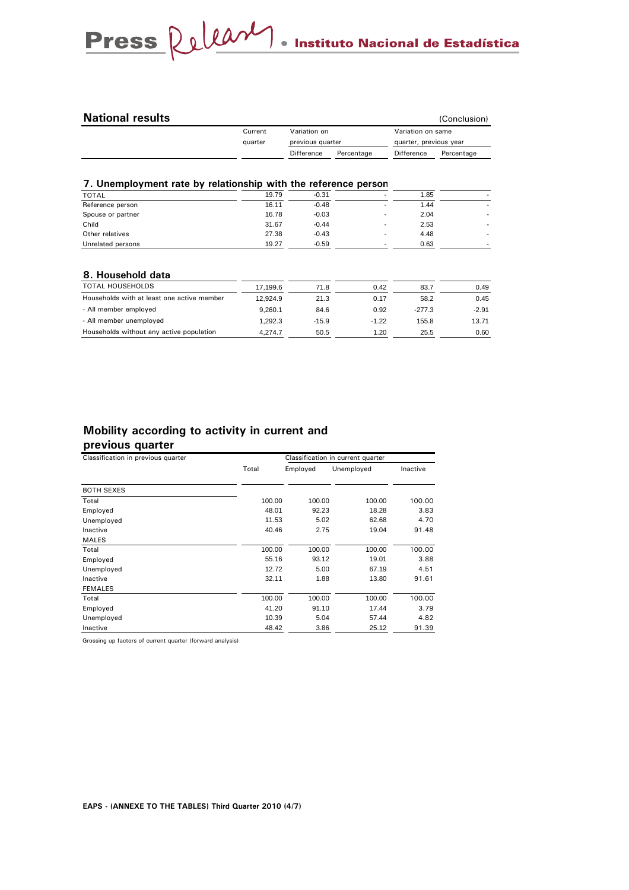## National results

(Conclusion)

| | Current quarter | Variation on previous quarter | | Variation on same quarter, previous year | |
|---|---|---|---|---|---|
| | | Difference | Percentage | Difference | Percentage |

### 7. Unemployment rate by relationship with the reference person

| | Current quarter | Difference | Percentage | Difference | Percentage |
|---|---|---|---|---|---|
| TOTAL | 19.79 | -0.31 | - | 1.85 | - |
| Reference person | 16.11 | -0.48 | - | 1.44 | - |
| Spouse or partner | 16.78 | -0.03 | - | 2.04 | - |
| Child | 31.67 | -0.44 | - | 2.53 | - |
| Other relatives | 27.38 | -0.43 | - | 4.48 | - |
| Unrelated persons | 19.27 | -0.59 | - | 0.63 | - |

### 8. Household data

| | Current quarter | Difference | Percentage | Difference | Percentage |
|---|---|---|---|---|---|
| TOTAL HOUSEHOLDS | 17,199.6 | 71.8 | 0.42 | 83.7 | 0.49 |
| Households with at least one active member | 12,924.9 | 21.3 | 0.17 | 58.2 | 0.45 |
| - All member employed | 9,260.1 | 84.6 | 0.92 | -277.3 | -2.91 |
| - All member unemployed | 1,292.3 | -15.9 | -1.22 | 155.8 | 13.71 |
| Households without any active population | 4,274.7 | 50.5 | 1.20 | 25.5 | 0.60 |

## Mobility according to activity in current and previous quarter

| Classification in previous quarter | Classification in current quarter | | | |
|---|---|---|---|---|
| | Total | Employed | Unemployed | Inactive |
| **BOTH SEXES** | | | | |
| Total | 100.00 | 100.00 | 100.00 | 100.00 |
| Employed | 48.01 | 92.23 | 18.28 | 3.83 |
| Unemployed | 11.53 | 5.02 | 62.68 | 4.70 |
| Inactive | 40.46 | 2.75 | 19.04 | 91.48 |
| **MALES** | | | | |
| Total | 100.00 | 100.00 | 100.00 | 100.00 |
| Employed | 55.16 | 93.12 | 19.01 | 3.88 |
| Unemployed | 12.72 | 5.00 | 67.19 | 4.51 |
| Inactive | 32.11 | 1.88 | 13.80 | 91.61 |
| **FEMALES** | | | | |
| Total | 100.00 | 100.00 | 100.00 | 100.00 |
| Employed | 41.20 | 91.10 | 17.44 | 3.79 |
| Unemployed | 10.39 | 5.04 | 57.44 | 4.82 |
| Inactive | 48.42 | 3.86 | 25.12 | 91.39 |

Grossing up factors of current quarter (forward analysis)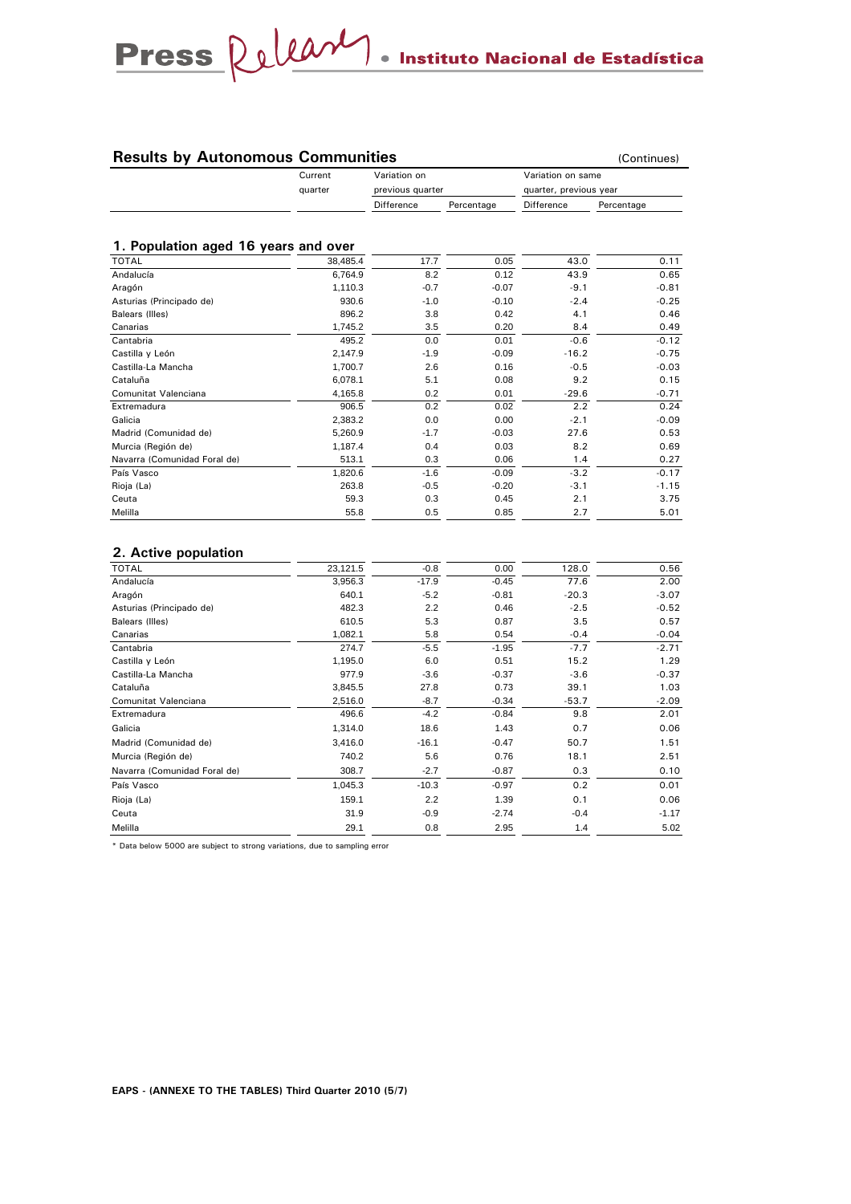## Results by Autonomous Communities

(Continues)

| | Current quarter | Variation on previous quarter | | Variation on same quarter, previous year | |
|---|---|---|---|---|---|
| | | Difference | Percentage | Difference | Percentage |

### 1. Population aged 16 years and over

| | Current quarter | Difference | Percentage | Difference | Percentage |
|---|---|---|---|---|---|
| TOTAL | 38,485.4 | 17.7 | 0.05 | 43.0 | 0.11 |
| Andalucía | 6,764.9 | 8.2 | 0.12 | 43.9 | 0.65 |
| Aragón | 1,110.3 | -0.7 | -0.07 | -9.1 | -0.81 |
| Asturias (Principado de) | 930.6 | -1.0 | -0.10 | -2.4 | -0.25 |
| Balears (Illes) | 896.2 | 3.8 | 0.42 | 4.1 | 0.46 |
| Canarias | 1,745.2 | 3.5 | 0.20 | 8.4 | 0.49 |
| Cantabria | 495.2 | 0.0 | 0.01 | -0.6 | -0.12 |
| Castilla y León | 2,147.9 | -1.9 | -0.09 | -16.2 | -0.75 |
| Castilla-La Mancha | 1,700.7 | 2.6 | 0.16 | -0.5 | -0.03 |
| Cataluña | 6,078.1 | 5.1 | 0.08 | 9.2 | 0.15 |
| Comunitat Valenciana | 4,165.8 | 0.2 | 0.01 | -29.6 | -0.71 |
| Extremadura | 906.5 | 0.2 | 0.02 | 2.2 | 0.24 |
| Galicia | 2,383.2 | 0.0 | 0.00 | -2.1 | -0.09 |
| Madrid (Comunidad de) | 5,260.9 | -1.7 | -0.03 | 27.6 | 0.53 |
| Murcia (Región de) | 1,187.4 | 0.4 | 0.03 | 8.2 | 0.69 |
| Navarra (Comunidad Foral de) | 513.1 | 0.3 | 0.06 | 1.4 | 0.27 |
| País Vasco | 1,820.6 | -1.6 | -0.09 | -3.2 | -0.17 |
| Rioja (La) | 263.8 | -0.5 | -0.20 | -3.1 | -1.15 |
| Ceuta | 59.3 | 0.3 | 0.45 | 2.1 | 3.75 |
| Melilla | 55.8 | 0.5 | 0.85 | 2.7 | 5.01 |

### 2. Active population

| | Current quarter | Difference | Percentage | Difference | Percentage |
|---|---|---|---|---|---|
| TOTAL | 23,121.5 | -0.8 | 0.00 | 128.0 | 0.56 |
| Andalucía | 3,956.3 | -17.9 | -0.45 | 77.6 | 2.00 |
| Aragón | 640.1 | -5.2 | -0.81 | -20.3 | -3.07 |
| Asturias (Principado de) | 482.3 | 2.2 | 0.46 | -2.5 | -0.52 |
| Balears (Illes) | 610.5 | 5.3 | 0.87 | 3.5 | 0.57 |
| Canarias | 1,082.1 | 5.8 | 0.54 | -0.4 | -0.04 |
| Cantabria | 274.7 | -5.5 | -1.95 | -7.7 | -2.71 |
| Castilla y León | 1,195.0 | 6.0 | 0.51 | 15.2 | 1.29 |
| Castilla-La Mancha | 977.9 | -3.6 | -0.37 | -3.6 | -0.37 |
| Cataluña | 3,845.5 | 27.8 | 0.73 | 39.1 | 1.03 |
| Comunitat Valenciana | 2,516.0 | -8.7 | -0.34 | -53.7 | -2.09 |
| Extremadura | 496.6 | -4.2 | -0.84 | 9.8 | 2.01 |
| Galicia | 1,314.0 | 18.6 | 1.43 | 0.7 | 0.06 |
| Madrid (Comunidad de) | 3,416.0 | -16.1 | -0.47 | 50.7 | 1.51 |
| Murcia (Región de) | 740.2 | 5.6 | 0.76 | 18.1 | 2.51 |
| Navarra (Comunidad Foral de) | 308.7 | -2.7 | -0.87 | 0.3 | 0.10 |
| País Vasco | 1,045.3 | -10.3 | -0.97 | 0.2 | 0.01 |
| Rioja (La) | 159.1 | 2.2 | 1.39 | 0.1 | 0.06 |
| Ceuta | 31.9 | -0.9 | -2.74 | -0.4 | -1.17 |
| Melilla | 29.1 | 0.8 | 2.95 | 1.4 | 5.02 |

* Data below 5000 are subject to strong variations, due to sampling error

**EAPS - (ANNEXE TO THE TABLES) Third Quarter 2010 (5/7)**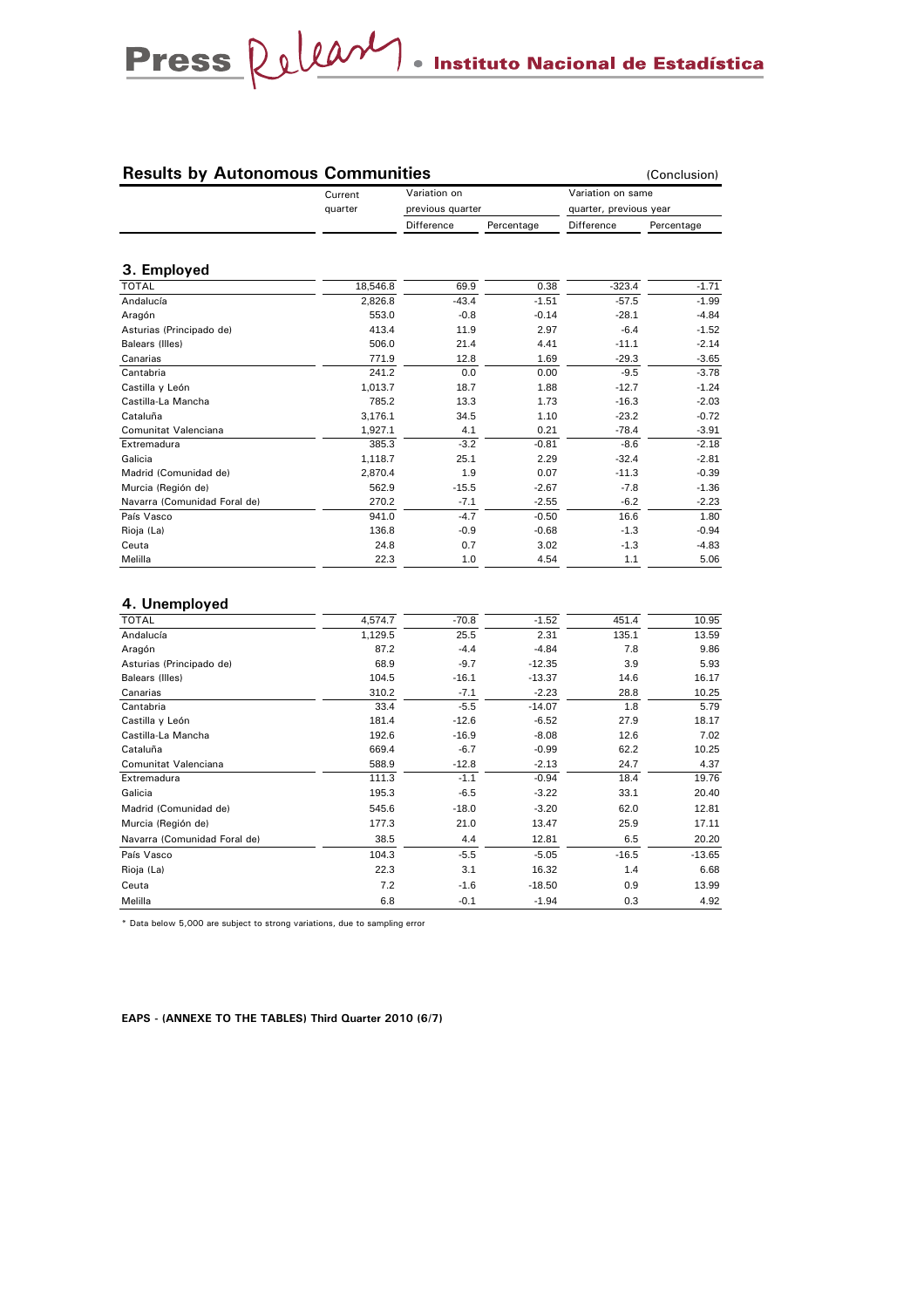## Results by Autonomous Communities

(Conclusion)

| | Current quarter | Variation on previous quarter | | Variation on same quarter, previous year | |
|---|---|---|---|---|---|
| | | Difference | Percentage | Difference | Percentage |

### 3. Employed

| | Current quarter | Difference | Percentage | Difference | Percentage |
|---|---|---|---|---|---|
| TOTAL | 18,546.8 | 69.9 | 0.38 | -323.4 | -1.71 |
| Andalucía | 2,826.8 | -43.4 | -1.51 | -57.5 | -1.99 |
| Aragón | 553.0 | -0.8 | -0.14 | -28.1 | -4.84 |
| Asturias (Principado de) | 413.4 | 11.9 | 2.97 | -6.4 | -1.52 |
| Balears (Illes) | 506.0 | 21.4 | 4.41 | -11.1 | -2.14 |
| Canarias | 771.9 | 12.8 | 1.69 | -29.3 | -3.65 |
| Cantabria | 241.2 | 0.0 | 0.00 | -9.5 | -3.78 |
| Castilla y León | 1,013.7 | 18.7 | 1.88 | -12.7 | -1.24 |
| Castilla-La Mancha | 785.2 | 13.3 | 1.73 | -16.3 | -2.03 |
| Cataluña | 3,176.1 | 34.5 | 1.10 | -23.2 | -0.72 |
| Comunitat Valenciana | 1,927.1 | 4.1 | 0.21 | -78.4 | -3.91 |
| Extremadura | 385.3 | -3.2 | -0.81 | -8.6 | -2.18 |
| Galicia | 1,118.7 | 25.1 | 2.29 | -32.4 | -2.81 |
| Madrid (Comunidad de) | 2,870.4 | 1.9 | 0.07 | -11.3 | -0.39 |
| Murcia (Región de) | 562.9 | -15.5 | -2.67 | -7.8 | -1.36 |
| Navarra (Comunidad Foral de) | 270.2 | -7.1 | -2.55 | -6.2 | -2.23 |
| País Vasco | 941.0 | -4.7 | -0.50 | 16.6 | 1.80 |
| Rioja (La) | 136.8 | -0.9 | -0.68 | -1.3 | -0.94 |
| Ceuta | 24.8 | 0.7 | 3.02 | -1.3 | -4.83 |
| Melilla | 22.3 | 1.0 | 4.54 | 1.1 | 5.06 |

### 4. Unemployed

| | Current quarter | Difference | Percentage | Difference | Percentage |
|---|---|---|---|---|---|
| TOTAL | 4,574.7 | -70.8 | -1.52 | 451.4 | 10.95 |
| Andalucía | 1,129.5 | 25.5 | 2.31 | 135.1 | 13.59 |
| Aragón | 87.2 | -4.4 | -4.84 | 7.8 | 9.86 |
| Asturias (Principado de) | 68.9 | -9.7 | -12.35 | 3.9 | 5.93 |
| Balears (Illes) | 104.5 | -16.1 | -13.37 | 14.6 | 16.17 |
| Canarias | 310.2 | -7.1 | -2.23 | 28.8 | 10.25 |
| Cantabria | 33.4 | -5.5 | -14.07 | 1.8 | 5.79 |
| Castilla y León | 181.4 | -12.6 | -6.52 | 27.9 | 18.17 |
| Castilla-La Mancha | 192.6 | -16.9 | -8.08 | 12.6 | 7.02 |
| Cataluña | 669.4 | -6.7 | -0.99 | 62.2 | 10.25 |
| Comunitat Valenciana | 588.9 | -12.8 | -2.13 | 24.7 | 4.37 |
| Extremadura | 111.3 | -1.1 | -0.94 | 18.4 | 19.76 |
| Galicia | 195.3 | -6.5 | -3.22 | 33.1 | 20.40 |
| Madrid (Comunidad de) | 545.6 | -18.0 | -3.20 | 62.0 | 12.81 |
| Murcia (Región de) | 177.3 | 21.0 | 13.47 | 25.9 | 17.11 |
| Navarra (Comunidad Foral de) | 38.5 | 4.4 | 12.81 | 6.5 | 20.20 |
| País Vasco | 104.3 | -5.5 | -5.05 | -16.5 | -13.65 |
| Rioja (La) | 22.3 | 3.1 | 16.32 | 1.4 | 6.68 |
| Ceuta | 7.2 | -1.6 | -18.50 | 0.9 | 13.99 |
| Melilla | 6.8 | -0.1 | -1.94 | 0.3 | 4.92 |

* Data below 5,000 are subject to strong variations, due to sampling error

**EAPS - (ANNEXE TO THE TABLES) Third Quarter 2010 (6/7)**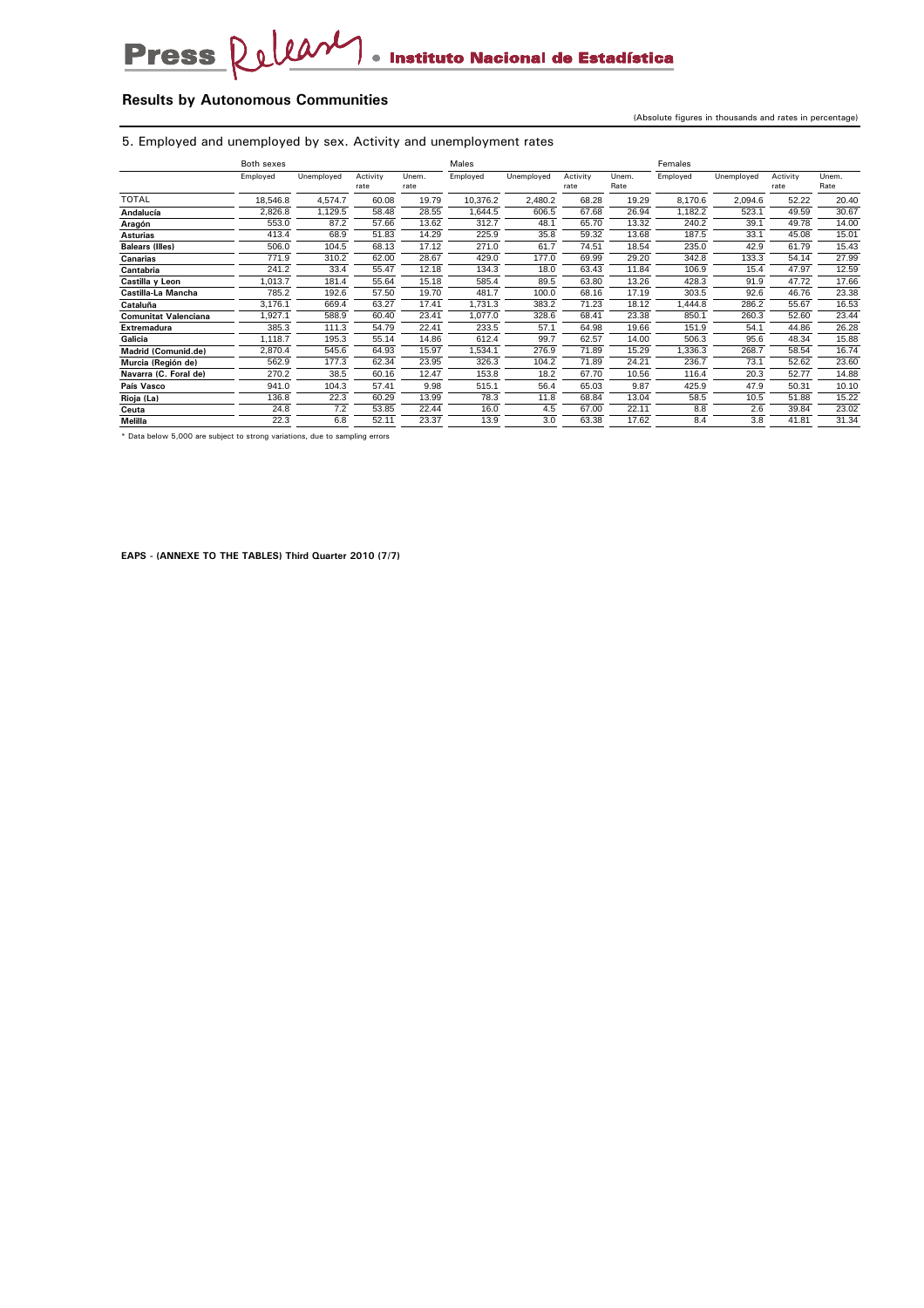## Results by Autonomous Communities

(Absolute figures in thousands and rates in percentage)

### 5. Employed and unemployed by sex. Activity and unemployment rates

| | Both sexes | | | | Males | | | | Females | | | |
|---|---|---|---|---|---|---|---|---|---|---|---|---|
| | Employed | Unemployed | Activity rate | Unem. rate | Employed | Unemployed | Activity rate | Unem. Rate | Employed | Unemployed | Activity rate | Unem. Rate |
| TOTAL | 18,546.8 | 4,574.7 | 60.08 | 19.79 | 10,376.2 | 2,480.2 | 68.28 | 19.29 | 8,170.6 | 2,094.6 | 52.22 | 20.40 |
| **Andalucía** | 2,826.8 | 1,129.5 | 58.48 | 28.55 | 1,644.5 | 606.5 | 67.68 | 26.94 | 1,182.2 | 523.1 | 49.59 | 30.67 |
| **Aragón** | 553.0 | 87.2 | 57.66 | 13.62 | 312.7 | 48.1 | 65.70 | 13.32 | 240.2 | 39.1 | 49.78 | 14.00 |
| **Asturias** | 413.4 | 68.9 | 51.83 | 14.29 | 225.9 | 35.8 | 59.32 | 13.68 | 187.5 | 33.1 | 45.08 | 15.01 |
| **Balears (Illes)** | 506.0 | 104.5 | 68.13 | 17.12 | 271.0 | 61.7 | 74.51 | 18.54 | 235.0 | 42.9 | 61.79 | 15.43 |
| **Canarias** | 771.9 | 310.2 | 62.00 | 28.67 | 429.0 | 177.0 | 69.99 | 29.20 | 342.8 | 133.3 | 54.14 | 27.99 |
| **Cantabria** | 241.2 | 33.4 | 55.47 | 12.18 | 134.3 | 18.0 | 63.43 | 11.84 | 106.9 | 15.4 | 47.97 | 12.59 |
| **Castilla y Leon** | 1,013.7 | 181.4 | 55.64 | 15.18 | 585.4 | 89.5 | 63.80 | 13.26 | 428.3 | 91.9 | 47.72 | 17.66 |
| **Castilla-La Mancha** | 785.2 | 192.6 | 57.50 | 19.70 | 481.7 | 100.0 | 68.16 | 17.19 | 303.5 | 92.6 | 46.76 | 23.38 |
| **Cataluña** | 3,176.1 | 669.4 | 63.27 | 17.41 | 1,731.3 | 383.2 | 71.23 | 18.12 | 1,444.8 | 286.2 | 55.67 | 16.53 |
| **Comunitat Valenciana** | 1,927.1 | 588.9 | 60.40 | 23.41 | 1,077.0 | 328.6 | 68.41 | 23.38 | 850.1 | 260.3 | 52.60 | 23.44 |
| **Extremadura** | 385.3 | 111.3 | 54.79 | 22.41 | 233.5 | 57.1 | 64.98 | 19.66 | 151.9 | 54.1 | 44.86 | 26.28 |
| **Galicia** | 1,118.7 | 195.3 | 55.14 | 14.86 | 612.4 | 99.7 | 62.57 | 14.00 | 506.3 | 95.6 | 48.34 | 15.88 |
| **Madrid (Comunid.de)** | 2,870.4 | 545.6 | 64.93 | 15.97 | 1,534.1 | 276.9 | 71.89 | 15.29 | 1,336.3 | 268.7 | 58.54 | 16.74 |
| **Murcia (Región de)** | 562.9 | 177.3 | 62.34 | 23.95 | 326.3 | 104.2 | 71.89 | 24.21 | 236.7 | 73.1 | 52.62 | 23.60 |
| **Navarra (C. Foral de)** | 270.2 | 38.5 | 60.16 | 12.47 | 153.8 | 18.2 | 67.70 | 10.56 | 116.4 | 20.3 | 52.77 | 14.88 |
| **País Vasco** | 941.0 | 104.3 | 57.41 | 9.98 | 515.1 | 56.4 | 65.03 | 9.87 | 425.9 | 47.9 | 50.31 | 10.10 |
| **Rioja (La)** | 136.8 | 22.3 | 60.29 | 13.99 | 78.3 | 11.8 | 68.84 | 13.04 | 58.5 | 10.5 | 51.88 | 15.22 |
| **Ceuta** | 24.8 | 7.2 | 53.85 | 22.44 | 16.0 | 4.5 | 67.00 | 22.11 | 8.8 | 2.6 | 39.84 | 23.02 |
| **Melilla** | 22.3 | 6.8 | 52.11 | 23.37 | 13.9 | 3.0 | 63.38 | 17.62 | 8.4 | 3.8 | 41.81 | 31.34 |

* Data below 5,000 are subject to strong variations, due to sampling errors

**EAPS - (ANNEXE TO THE TABLES) Third Quarter 2010 (7/7)**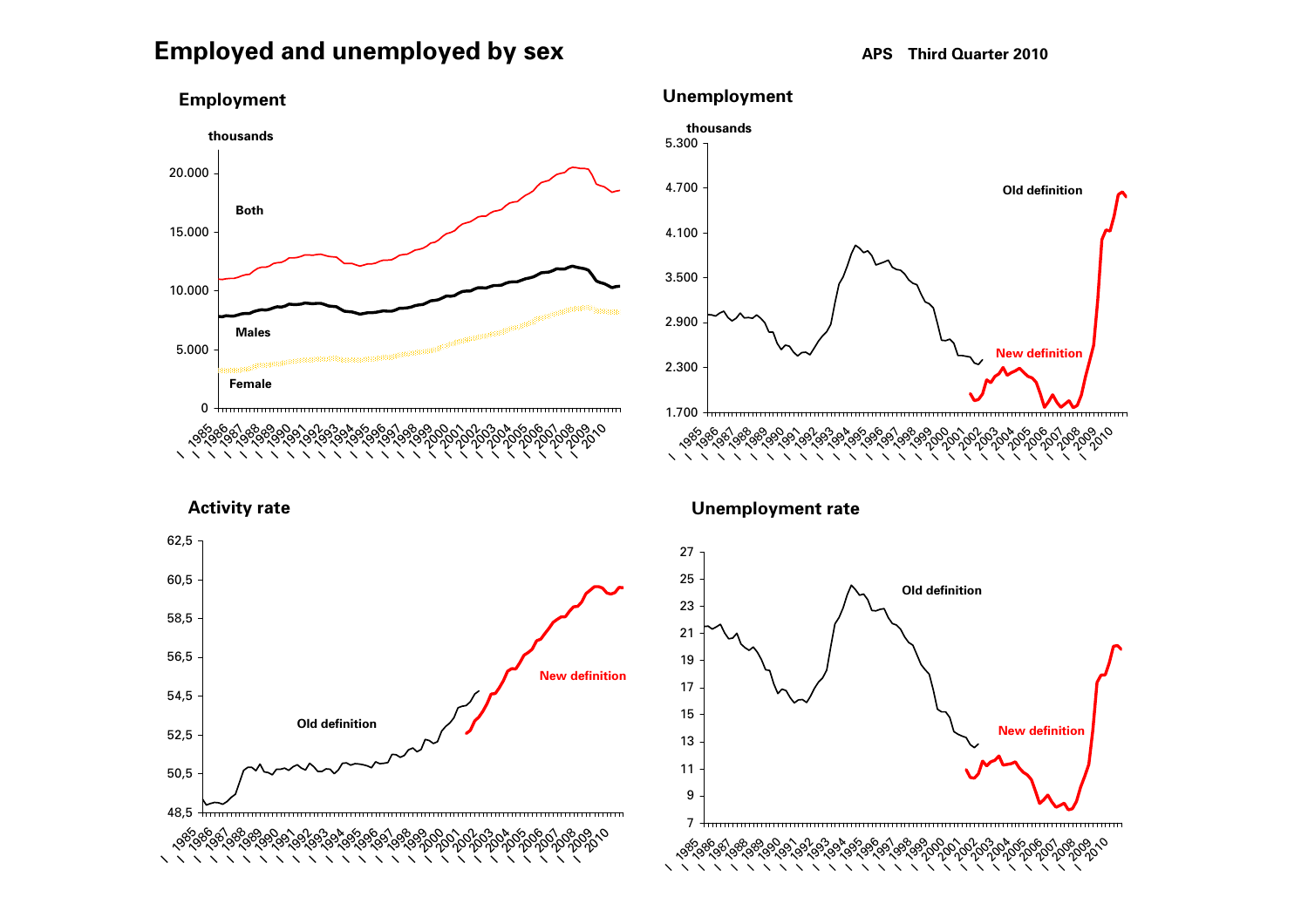# Employed and unemployed by sex

APS Third Quarter 2010

## Employment

thousands

20.000
15.000
10.000
5.000
0

Both
Males
Female

1985 1986 1987 1988 1989 1990 1991 1992 1993 1994 1995 1996 1997 1998 1999 2000 2001 2002 2003 2004 2005 2006 2007 2008 2009 2010

## Unemployment

thousands

5.300
4.700
4.100
3.500
2.900
2.300
1.700

Old definition
New definition

1985 1986 1987 1988 1989 1990 1991 1992 1993 1994 1995 1996 1997 1998 1999 2000 2001 2002 2003 2004 2005 2006 2007 2008 2009 2010

## Activity rate

62,5
60,5
58,5
56,5
54,5
52,5
50,5
48,5

Old definition
New definition

1985 1986 1987 1988 1989 1990 1991 1992 1993 1994 1995 1996 1997 1998 1999 2000 2001 2002 2003 2004 2005 2006 2007 2008 2009 2010

## Unemployment rate

27
25
23
21
19
17
15
13
11
9
7

Old definition
New definition

1985 1986 1987 1988 1989 1990 1991 1992 1993 1994 1995 1996 1997 1998 1999 2000 2001 2002 2003 2004 2005 2006 2007 2008 2009 2010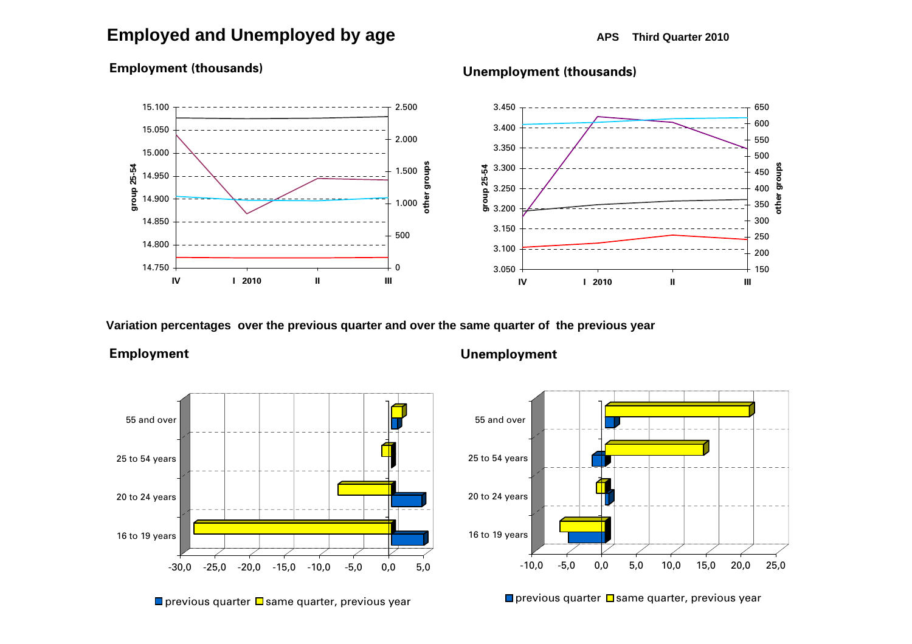# Employed and Unemployed by age

**APS Third Quarter 2010**

### Employment (thousands)

### Unemployment (thousands)

### Variation percentages over the previous quarter and over the same quarter of the previous year

### Employment

### Unemployment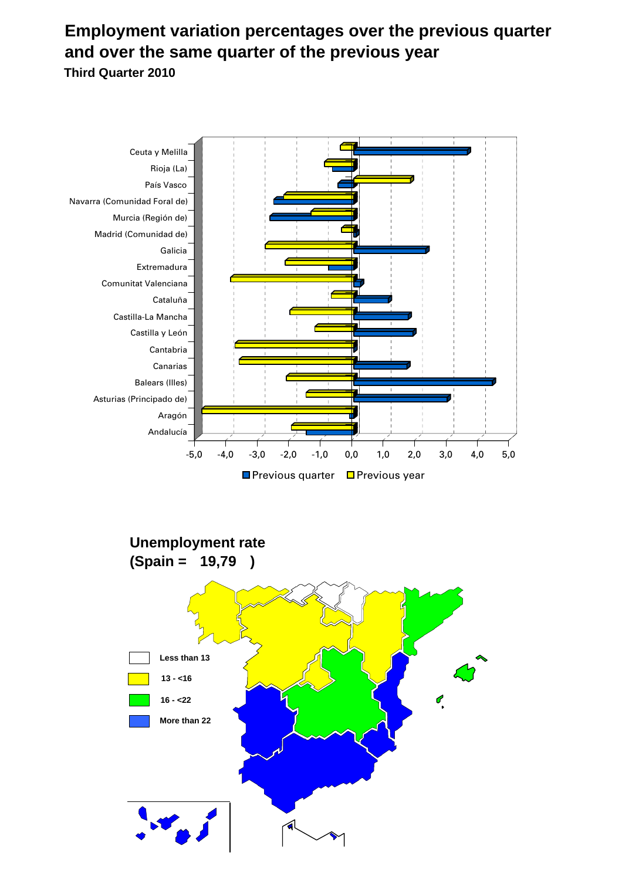# Employment variation percentages over the previous quarter and over the same quarter of the previous year

**Third Quarter 2010**

Ceuta y Melilla
Rioja (La)
País Vasco
Navarra (Comunidad Foral de)
Murcia (Región de)
Madrid (Comunidad de)
Galicia
Extremadura
Comunitat Valenciana
Cataluña
Castilla-La Mancha
Castilla y León
Cantabria
Canarias
Balears (Illes)
Asturias (Principado de)
Aragón
Andalucía

-5,0 -4,0 -3,0 -2,0 -1,0 0,0 1,0 2,0 3,0 4,0 5,0

Previous quarter
Previous year

## Unemployment rate (Spain = 19,79 )

Less than 13
13 - <16
16 - <22
More than 22